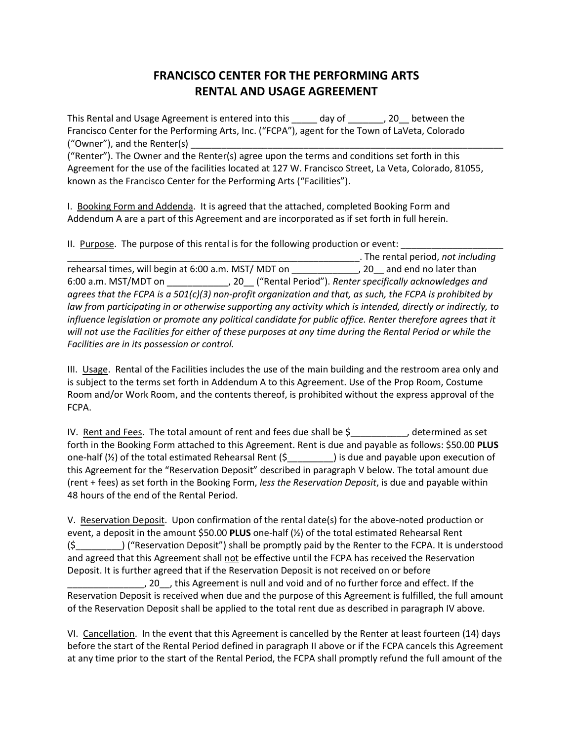# FRANCISCO CENTER FOR THE PERFORMING ARTS
# RENTAL AND USAGE AGREEMENT

This Rental and Usage Agreement is entered into this _____ day of _______, 20__ between the Francisco Center for the Performing Arts, Inc. ("FCPA"), agent for the Town of LaVeta, Colorado ("Owner"), and the Renter(s) _______________________________________________________________ ("Renter"). The Owner and the Renter(s) agree upon the terms and conditions set forth in this Agreement for the use of the facilities located at 127 W. Francisco Street, La Veta, Colorado, 81055, known as the Francisco Center for the Performing Arts ("Facilities").

I. Booking Form and Addenda. It is agreed that the attached, completed Booking Form and Addendum A are a part of this Agreement and are incorporated as if set forth in full herein.

II. Purpose. The purpose of this rental is for the following production or event: ____________________ ___________________________________________________________. The rental period, *not including* rehearsal times, will begin at 6:00 a.m. MST/ MDT on _____________, 20__ and end no later than 6:00 a.m. MST/MDT on ____________, 20__ ("Rental Period"). *Renter specifically acknowledges and agrees that the FCPA is a 501(c)(3) non-profit organization and that, as such, the FCPA is prohibited by law from participating in or otherwise supporting any activity which is intended, directly or indirectly, to influence legislation or promote any political candidate for public office. Renter therefore agrees that it will not use the Facilities for either of these purposes at any time during the Rental Period or while the Facilities are in its possession or control.*

III. Usage. Rental of the Facilities includes the use of the main building and the restroom area only and is subject to the terms set forth in Addendum A to this Agreement. Use of the Prop Room, Costume Room and/or Work Room, and the contents thereof, is prohibited without the express approval of the FCPA.

IV. Rent and Fees. The total amount of rent and fees due shall be $___________, determined as set forth in the Booking Form attached to this Agreement. Rent is due and payable as follows: $50.00 **PLUS** one-half (½) of the total estimated Rehearsal Rent ($_________) is due and payable upon execution of this Agreement for the "Reservation Deposit" described in paragraph V below. The total amount due (rent + fees) as set forth in the Booking Form, *less the Reservation Deposit*, is due and payable within 48 hours of the end of the Rental Period.

V. Reservation Deposit. Upon confirmation of the rental date(s) for the above-noted production or event, a deposit in the amount $50.00 **PLUS** one-half (½) of the total estimated Rehearsal Rent ($_________) ("Reservation Deposit") shall be promptly paid by the Renter to the FCPA. It is understood and agreed that this Agreement shall not be effective until the FCPA has received the Reservation Deposit. It is further agreed that if the Reservation Deposit is not received on or before _______________, 20__, this Agreement is null and void and of no further force and effect. If the Reservation Deposit is received when due and the purpose of this Agreement is fulfilled, the full amount of the Reservation Deposit shall be applied to the total rent due as described in paragraph IV above.

VI. Cancellation. In the event that this Agreement is cancelled by the Renter at least fourteen (14) days before the start of the Rental Period defined in paragraph II above or if the FCPA cancels this Agreement at any time prior to the start of the Rental Period, the FCPA shall promptly refund the full amount of the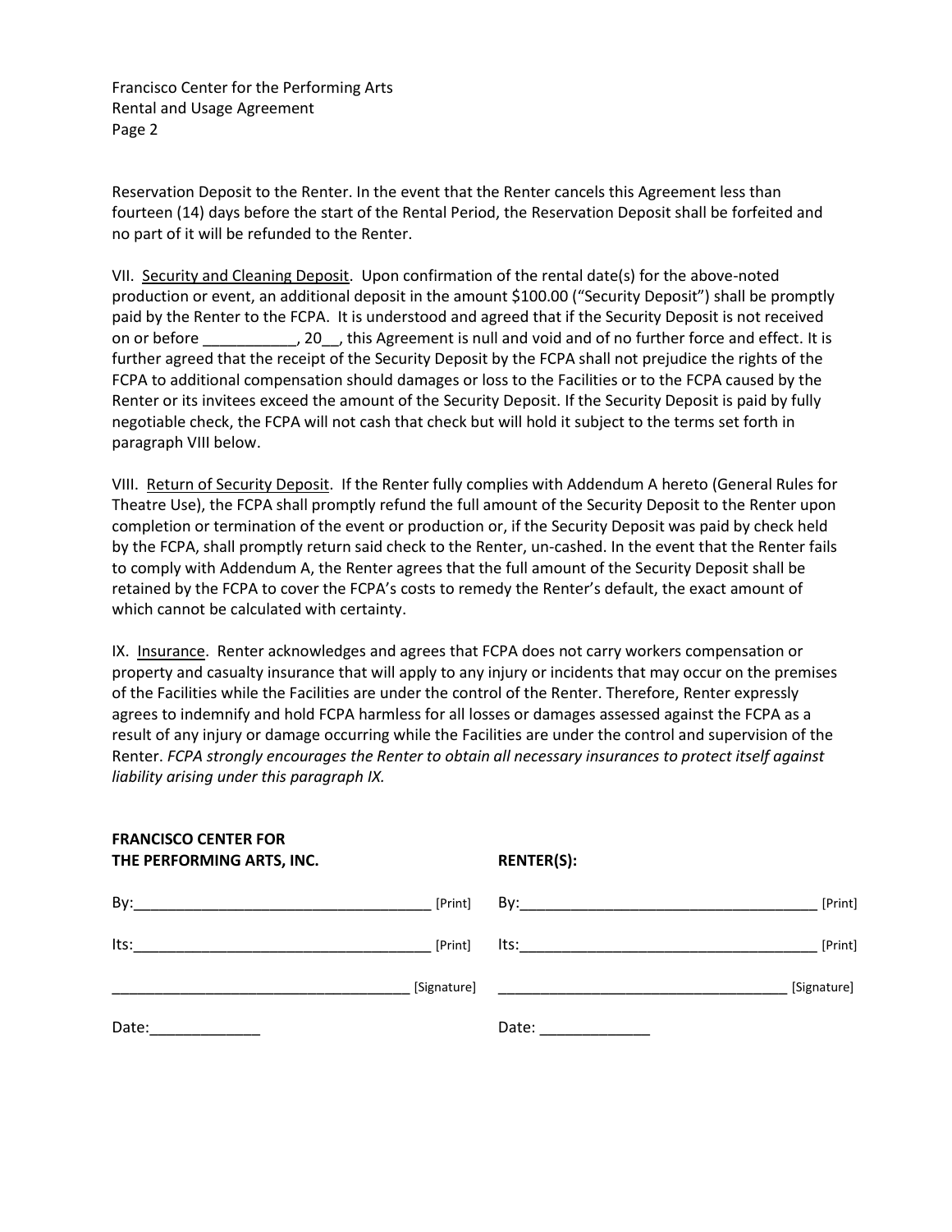Reservation Deposit to the Renter. In the event that the Renter cancels this Agreement less than fourteen (14) days before the start of the Rental Period, the Reservation Deposit shall be forfeited and no part of it will be refunded to the Renter.

VII. Security and Cleaning Deposit. Upon confirmation of the rental date(s) for the above-noted production or event, an additional deposit in the amount $100.00 ("Security Deposit") shall be promptly paid by the Renter to the FCPA. It is understood and agreed that if the Security Deposit is not received on or before ___________, 20__, this Agreement is null and void and of no further force and effect. It is further agreed that the receipt of the Security Deposit by the FCPA shall not prejudice the rights of the FCPA to additional compensation should damages or loss to the Facilities or to the FCPA caused by the Renter or its invitees exceed the amount of the Security Deposit. If the Security Deposit is paid by fully negotiable check, the FCPA will not cash that check but will hold it subject to the terms set forth in paragraph VIII below.

VIII. Return of Security Deposit. If the Renter fully complies with Addendum A hereto (General Rules for Theatre Use), the FCPA shall promptly refund the full amount of the Security Deposit to the Renter upon completion or termination of the event or production or, if the Security Deposit was paid by check held by the FCPA, shall promptly return said check to the Renter, un-cashed. In the event that the Renter fails to comply with Addendum A, the Renter agrees that the full amount of the Security Deposit shall be retained by the FCPA to cover the FCPA's costs to remedy the Renter's default, the exact amount of which cannot be calculated with certainty.

IX. Insurance. Renter acknowledges and agrees that FCPA does not carry workers compensation or property and casualty insurance that will apply to any injury or incidents that may occur on the premises of the Facilities while the Facilities are under the control of the Renter. Therefore, Renter expressly agrees to indemnify and hold FCPA harmless for all losses or damages assessed against the FCPA as a result of any injury or damage occurring while the Facilities are under the control and supervision of the Renter. *FCPA strongly encourages the Renter to obtain all necessary insurances to protect itself against liability arising under this paragraph IX.*

**FRANCISCO CENTER FOR THE PERFORMING ARTS, INC.**

By:___________________________________ [Print]

Its:___________________________________ [Print]

_____________________________________ [Signature]

Date:_____________

**RENTER(S):**

By:___________________________________ [Print]

Its:___________________________________ [Print]

_____________________________________ [Signature]

Date: _____________